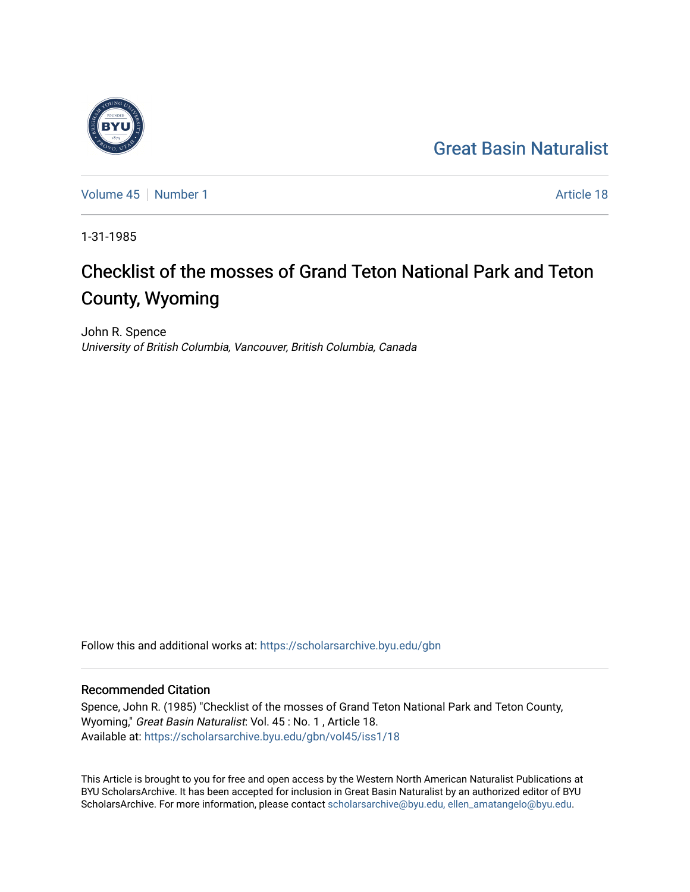Great Basin Naturalist

Volume 45 | Number 1 — Article 18

1-31-1985

# Checklist of the mosses of Grand Teton National Park and Teton County, Wyoming

John R. Spence
*University of British Columbia, Vancouver, British Columbia, Canada*

Follow this and additional works at: https://scholarsarchive.byu.edu/gbn

## Recommended Citation

Spence, John R. (1985) "Checklist of the mosses of Grand Teton National Park and Teton County, Wyoming," *Great Basin Naturalist*: Vol. 45 : No. 1 , Article 18.
Available at: https://scholarsarchive.byu.edu/gbn/vol45/iss1/18

This Article is brought to you for free and open access by the Western North American Naturalist Publications at BYU ScholarsArchive. It has been accepted for inclusion in Great Basin Naturalist by an authorized editor of BYU ScholarsArchive. For more information, please contact scholarsarchive@byu.edu, ellen_amatangelo@byu.edu.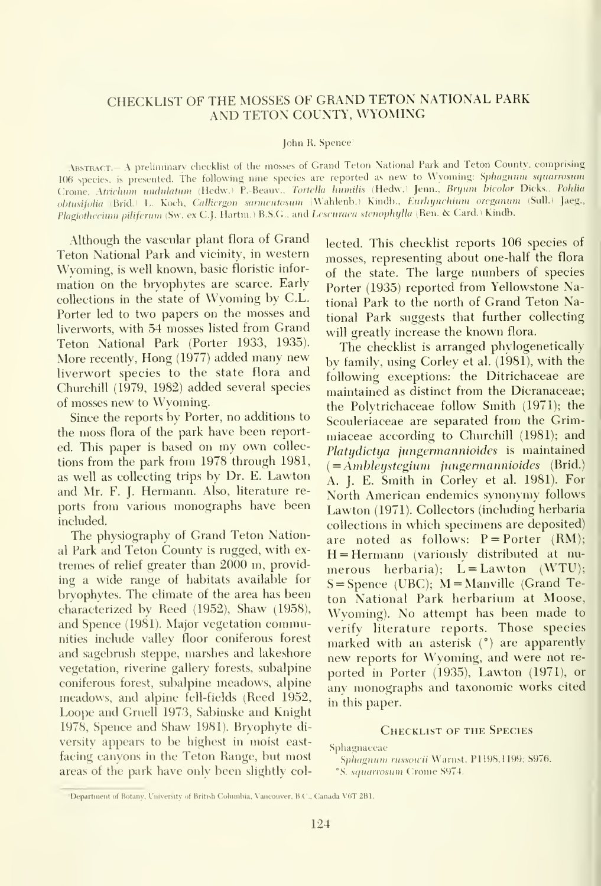# CHECKLIST OF THE MOSSES OF GRAND TETON NATIONAL PARK AND TETON COUNTY, WYOMING

John R. Spence[1]

ABSTRACT.— A preliminary checklist of the mosses of Grand Teton National Park and Teton County, comprising 106 species, is presented. The following nine species are reported as new to Wyoming: *Sphagnum squarrosum* Crome, *Atrichum undulatum* (Hedw.) P.-Beauv., *Tortella humilis* (Hedw.) Jenn., *Bryum bicolor* Dicks., *Pohlia obtusifolia* (Brid.) L. Koch, *Calliergon sarmentosum* (Wahlenb.) Kindb., *Eurhynchium oreganum* (Sull.) Jaeg., *Plagiothecium piliferum* (Sw. ex C.J. Hartm.) B.S.G., and *Lescuraea stenophylla* (Ren. & Card.) Kindb.

Although the vascular plant flora of Grand Teton National Park and vicinity, in western Wyoming, is well known, basic floristic information on the bryophytes are scarce. Early collections in the state of Wyoming by C.L. Porter led to two papers on the mosses and liverworts, with 54 mosses listed from Grand Teton National Park (Porter 1933, 1935). More recently, Hong (1977) added many new liverwort species to the state flora and Churchill (1979, 1982) added several species of mosses new to Wyoming.

Since the reports by Porter, no additions to the moss flora of the park have been reported. This paper is based on my own collections from the park from 1978 through 1981, as well as collecting trips by Dr. E. Lawton and Mr. F. J. Hermann. Also, literature reports from various monographs have been included.

The physiography of Grand Teton National Park and Teton County is rugged, with extremes of relief greater than 2000 m, providing a wide range of habitats available for bryophytes. The climate of the area has been characterized by Reed (1952), Shaw (1958), and Spence (1981). Major vegetation communities include valley floor coniferous forest and sagebrush steppe, marshes and lakeshore vegetation, riverine gallery forests, subalpine coniferous forest, subalpine meadows, alpine meadows, and alpine fell-fields (Reed 1952, Loope and Gruell 1973, Sabinske and Knight 1978, Spence and Shaw 1981). Bryophyte diversity appears to be highest in moist east-facing canyons in the Teton Range, but most areas of the park have only been slightly collected. This checklist reports 106 species of mosses, representing about one-half the flora of the state. The large numbers of species Porter (1935) reported from Yellowstone National Park to the north of Grand Teton National Park suggests that further collecting will greatly increase the known flora.

The checklist is arranged phylogenetically by family, using Corley et al. (1981), with the following exceptions: the Ditrichaceae are maintained as distinct from the Dicranaceae; the Polytrichaceae follow Smith (1971); the Scouleriaceae are separated from the Grimmiaceae according to Churchill (1981); and *Platydictya jungermannioides* is maintained (=*Amblystegium jungermannioides* (Brid.) A. J. E. Smith in Corley et al. 1981). For North American endemics synonymy follows Lawton (1971). Collectors (including herbaria collections in which specimens are deposited) are noted as follows: P = Porter (RM); H = Hermann (variously distributed at numerous herbaria); L = Lawton (WTU); S = Spence (UBC); M = Manville (Grand Teton National Park herbarium at Moose, Wyoming). No attempt has been made to verify literature reports. Those species marked with an asterisk (*) are apparently new reports for Wyoming, and were not reported in Porter (1935), Lawton (1971), or any monographs and taxonomic works cited in this paper.

## Checklist of the Species

Sphagnaceae

*Sphagnum russowii* Warnst. P1198,1199; S976.
*\*S. squarrosum* Crome S974.

[1]Department of Botany, University of British Columbia, Vancouver, B.C., Canada V6T 2B1.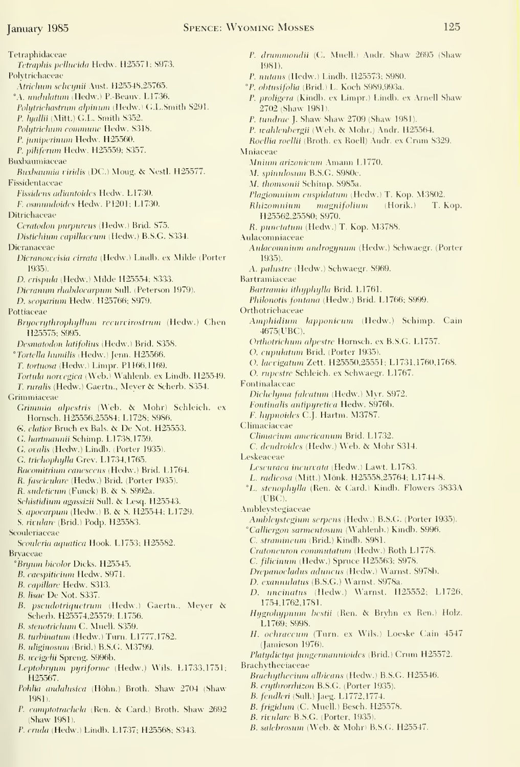Tetraphidaceae
*Tetraphis pellucida* Hedw. H25571; S973.

Polytrichaceae
*Atrichum selwynii* Aust. H25548,25765.
°*A. undulatum* (Hedw.) P.-Beauv. L1736.
*Polytrichastrum alpinum* (Hedw.) G.L.Smith S291.
*P. lyallii* (Mitt.) G.L. Smith S352.
*Polytrichum commune* Hedw. S318.
*P. juniperinum* Hedw. H25560.
*P. piliferum* Hedw. H25559; S357.

Buxbaumiaceae
*Buxbaumia viridis* (DC.) Moug. & Nestl. H25577.

Fissidentaceae
*Fissidens adiantoides* Hedw. L1730.
*F. osmundoides* Hedw. P1201; L1730.

Ditrichaceae
*Ceratodon purpureus* (Hedw.) Brid. S75.
*Distichium capillaceum* (Hedw.) B.S.G. S334.

Dicranaceae
*Dicranoweisia cirrata* (Hedw.) Lindb. ex Milde (Porter 1935).
*D. crispula* (Hedw.) Milde H25554; S333.
*Dicranum rhabdocarpum* Sull. (Peterson 1979).
*D. scoparium* Hedw. H25766; S979.

Pottiaceae
*Bryoerythrophyllum recurvirostrum* (Hedw.) Chen H25575; S995.
*Desmatodon latifolius* (Hedw.) Brid. S358.
°*Tortella humilis* (Hedw.) Jenn. H25566.
*T. tortuosa* (Hedw.) Limpr. P1166,1169.
*Tortula norvegica* (Web.) Wahlenb. ex Lindb. H25549.
*T. ruralis* (Hedw.) Gaertn., Meyer & Scherb. S354.

Grimmiaceae
*Grimmia alpestris* (Web. & Mohr) Schleich. ex Hornsch. H25556,25584; L1728; S986.
*G. elatior* Bruch ex Bals. & De Not. H25553.
*G. hartmannii* Schimp. L1738,1759.
*G. ovalis* (Hedw.) Lindb. (Porter 1935).
*G. trichophylla* Grev. L1734,1765.
*Racomitrium canescens* (Hedw.) Brid. L1764.
*R. fasciculare* (Hedw.) Brid. (Porter 1935).
*R. sudeticum* (Funck) B. & S. S992a.
*Schistidium agassizii* Sull. & Lesq. H25543.
*S. apocarpum* (Hedw.) B. & S. H25544; L1729.
*S. rivulare* (Brid.) Podp. H25583.

Scouleriaceae
*Scouleria aquatica* Hook. L1753; H25582.

Bryaceae
°*Bryum bicolor* Dicks. H25545.
*B. caespiticium* Hedw. S971.
*B. capillare* Hedw. S313.
*B. lisae* De Not. S337.
*B. pseudotriquetrum* (Hedw.) Gaertn., Meyer & Scherb. H25574,25579; L1756.
*B. stenotrichum* C. Muell. S359.
*B. turbinatum* (Hedw.) Turn. L1777,1782.
*B. uliginosum* (Brid.) B.S.G. M3799.
*B. weigelii* Spreng. S996b.
*Leptobryum pyriforme* (Hedw.) Wils. L1733,1751; H25567.
*Pohlia andalusica* (Höhn.) Broth. Shaw 2704 (Shaw 1981).
*P. camptotrachela* (Ren. & Card.) Broth. Shaw 2692 (Shaw 1981).
*P. cruda* (Hedw.) Lindb. L1737; H25568; S343.
*P. drummondii* (C. Muell.) Andr. Shaw 2695 (Shaw 1981).
*P. nutans* (Hedw.) Lindb. H25573; S980.
°*P. obtusifolia* (Brid.) L. Koch S989,993a.
*P. proligera* (Kindb. ex Limpr.) Lindb. ex Arnell Shaw 2702 (Shaw 1981).
*P. tundrae* J. Shaw Shaw 2709 (Shaw 1981).
*P. wahlenbergii* (Web. & Mohr.) Andr. H25564.
*Roellia roellii* (Broth. ex Roell) Andr. ex Crum S329.

Mniaceae
*Mnium arizonicum* Amann L1770.
*M. spinulosum* B.S.G. S980c.
*M. thomsonii* Schimp. S985a.
*Plagiomnium cuspidatum* (Hedw.) T. Kop. M3802.
*Rhizomnium magnifolium* (Horik.) T. Kop. H25562,25580; S970.
*R. punctatum* (Hedw.) T. Kop. M3788.

Aulacomniaceae
*Aulacomnium androgynum* (Hedw.) Schwaegr. (Porter 1935).
*A. palustre* (Hedw.) Schwaegr. S969.

Bartramiaceae
*Bartramia ithyphylla* Brid. L1761.
*Philonotis fontana* (Hedw.) Brid. L1766; S999.

Orthotrichaceae
*Amphidium lapponicum* (Hedw.) Schimp. Cain 4675(UBC).
*Orthotrichum alpestre* Hornsch. ex B.S.G. L1757.
*O. cupulatum* Brid. (Porter 1935).
*O. laevigatum* Zett. H25550,25551; L1731,1760,1768.
*O. rupestre* Schleich. ex Schwaegr. L1767.

Fontinalaceae
*Dichelyma falcatum* (Hedw.) Myr. S972.
*Fontinalis antipyretica* Hedw. S976b.
*F. hypnoides* C.J. Hartm. M3787.

Climaciaceae
*Climacium americanum* Brid. L1732.
*C. dendroides* (Hedw.) Web. & Mohr S314.

Leskeaceae
*Lescuraea incurvata* (Hedw.) Lawt. L1783.
*L. radicosa* (Mitt.) Mönk. H25558,25764; L1744-8.
°*L. stenophylla* (Ren. & Card.) Kindb. Flowers 3833A (UBC).

Amblystegiaceae
*Amblystegium serpens* (Hedw.) B.S.G. (Porter 1935).
°*Calliergon sarmentosum* (Wahlenb.) Kindb. S996.
*C. stramineum* (Brid.) Kindb. S981.
*Cratoneuron commutatum* (Hedw.) Roth L1778.
*C. filicinum* (Hedw.) Spruce H25563; S978.
*Drepanocladus aduncus* (Hedw.) Warnst. S978b.
*D. exannulatus* (B.S.G.) Warnst. S978a.
*D. uncinatus* (Hedw.) Warnst. H25552; L1726, 1754,1762,1781.
*Hygrohypnum bestii* (Ren. & Bryhn ex Ren.) Holz. L1769; S998.
*H. ochraceum* (Turn. ex Wils.) Loeske Cain 4547 (Jamieson 1976).
*Platydictya jungermannioides* (Brid.) Crum H25572.

Brachytheciaceae
*Brachythecium albicans* (Hedw.) B.S.G. H25546.
*B. erythrorrhizon* B.S.G. (Porter 1935).
*B. fendleri* (Sull.) Jaeg. L1772,1774.
*B. frigidum* (C. Muell.) Besch. H25578.
*B. rivulare* B.S.G. (Porter, 1935).
*B. salebrosum* (Web. & Mohr) B.S.G. H25547.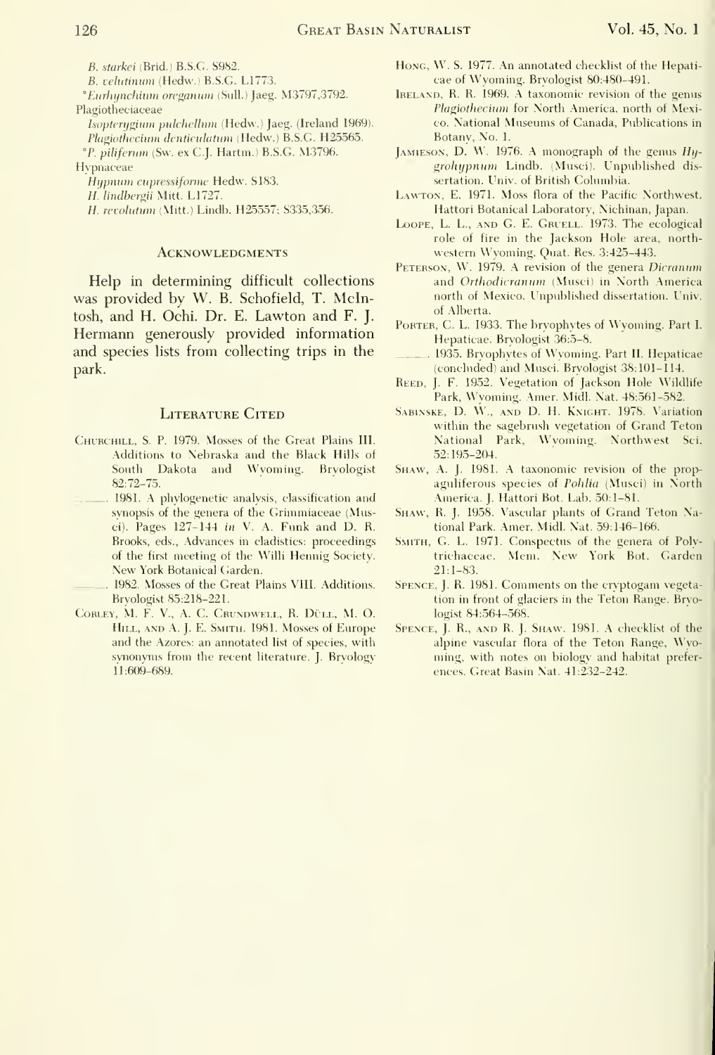*B. starkei* (Brid.) B.S.G. S982.

*B. velutinum* (Hedw.) B.S.G. L1773.

°*Eurhynchium oreganum* (Sull.) Jaeg. M3797,3792.

Plagiotheciaceae

*Isopterygium pulchellum* (Hedw.) Jaeg. (Ireland 1969).

*Plagiothecium denticulatum* (Hedw.) B.S.G. H25565.

°*P. piliferum* (Sw. ex C.J. Hartm.) B.S.G. M3796.

Hypnaceae

*Hypnum cupressiforme* Hedw. S183.

*H. lindbergii* Mitt. L1727.

*H. revolutum* (Mitt.) Lindb. H25557; S335,356.

## Acknowledgments

Help in determining difficult collections was provided by W. B. Schofield, T. McIntosh, and H. Ochi. Dr. E. Lawton and F. J. Hermann generously provided information and species lists from collecting trips in the park.

## Literature Cited

Churchill, S. P. 1979. Mosses of the Great Plains III. Additions to Nebraska and the Black Hills of South Dakota and Wyoming. Bryologist 82:72–75.

______. 1981. A phylogenetic analysis, classification and synopsis of the genera of the Grimmiaceae (Musci). Pages 127–144 *in* V. A. Funk and D. R. Brooks, eds., Advances in cladistics: proceedings of the first meeting of the Willi Hennig Society. New York Botanical Garden.

______. 1982. Mosses of the Great Plains VIII. Additions. Bryologist 85:218–221.

Corley, M. F. V., A. C. Crundwell, R. Düll, M. O. Hill, and A. J. E. Smith. 1981. Mosses of Europe and the Azores: an annotated list of species, with synonyms from the recent literature. J. Bryology 11:609–689.

Hong, W. S. 1977. An annotated checklist of the Hepaticae of Wyoming. Bryologist 80:480–491.

Ireland, R. R. 1969. A taxonomic revision of the genus *Plagiothecium* for North America, north of Mexico. National Museums of Canada, Publications in Botany, No. 1.

Jamieson, D. W. 1976. A monograph of the genus *Hygrohypnum* Lindb. (Musci). Unpublished dissertation. Univ. of British Columbia.

Lawton, E. 1971. Moss flora of the Pacific Northwest. Hattori Botanical Laboratory, Nichinan, Japan.

Loope, L. L., and G. E. Gruell. 1973. The ecological role of fire in the Jackson Hole area, northwestern Wyoming. Quat. Res. 3:425–443.

Peterson, W. 1979. A revision of the genera *Dicranum* and *Orthodicranum* (Musci) in North America north of Mexico. Unpublished dissertation. Univ. of Alberta.

Porter, C. L. 1933. The bryophytes of Wyoming. Part I. Hepaticae. Bryologist 36:5–8.

______. 1935. Bryophytes of Wyoming. Part II. Hepaticae (concluded) and Musci. Bryologist 38:101–114.

Reed, J. F. 1952. Vegetation of Jackson Hole Wildlife Park, Wyoming. Amer. Midl. Nat. 48:561–582.

Sabinske, D. W., and D. H. Knight. 1978. Variation within the sagebrush vegetation of Grand Teton National Park, Wyoming. Northwest Sci. 52:195–204.

Shaw, A. J. 1981. A taxonomic revision of the propaguliferous species of *Pohlia* (Musci) in North America. J. Hattori Bot. Lab. 50:1–81.

Shaw, R. J. 1958. Vascular plants of Grand Teton National Park. Amer. Midl. Nat. 59:146–166.

Smith, G. L. 1971. Conspectus of the genera of Polytrichaceae. Mem. New York Bot. Garden 21:1–83.

Spence, J. R. 1981. Comments on the cryptogam vegetation in front of glaciers in the Teton Range. Bryologist 84:564–568.

Spence, J. R., and R. J. Shaw. 1981. A checklist of the alpine vascular flora of the Teton Range, Wyoming, with notes on biology and habitat preferences. Great Basin Nat. 41:232–242.